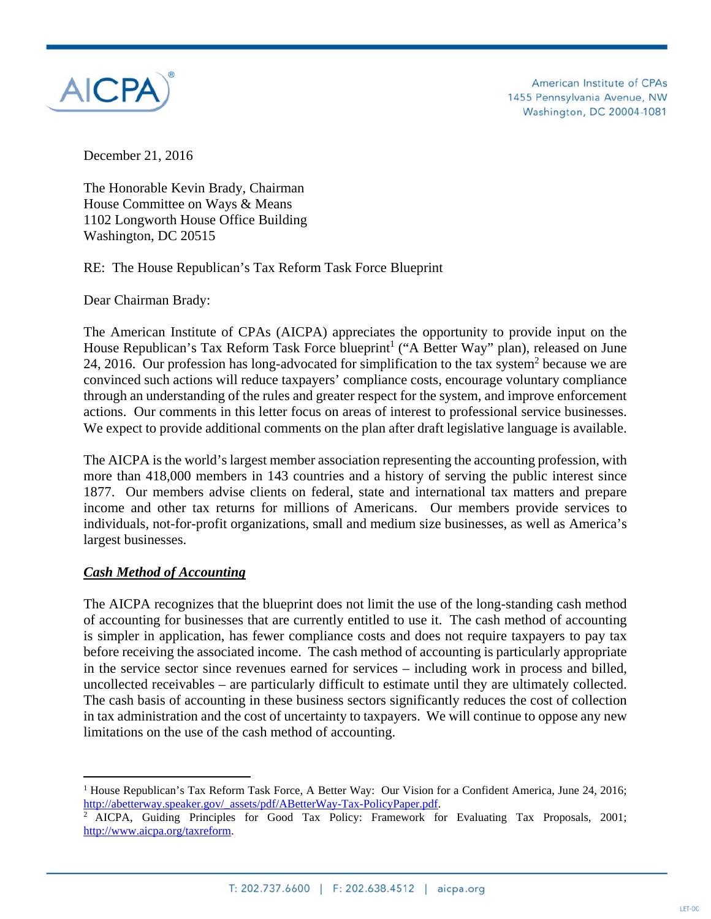American Institute of CPAs
1455 Pennsylvania Avenue, NW
Washington, DC 20004-1081

December 21, 2016

The Honorable Kevin Brady, Chairman
House Committee on Ways & Means
1102 Longworth House Office Building
Washington, DC 20515

RE: The House Republican's Tax Reform Task Force Blueprint

Dear Chairman Brady:

The American Institute of CPAs (AICPA) appreciates the opportunity to provide input on the House Republican's Tax Reform Task Force blueprint[1] ("A Better Way" plan), released on June 24, 2016. Our profession has long-advocated for simplification to the tax system[2] because we are convinced such actions will reduce taxpayers' compliance costs, encourage voluntary compliance through an understanding of the rules and greater respect for the system, and improve enforcement actions. Our comments in this letter focus on areas of interest to professional service businesses. We expect to provide additional comments on the plan after draft legislative language is available.

The AICPA is the world's largest member association representing the accounting profession, with more than 418,000 members in 143 countries and a history of serving the public interest since 1877. Our members advise clients on federal, state and international tax matters and prepare income and other tax returns for millions of Americans. Our members provide services to individuals, not-for-profit organizations, small and medium size businesses, as well as America's largest businesses.

***Cash Method of Accounting***

The AICPA recognizes that the blueprint does not limit the use of the long-standing cash method of accounting for businesses that are currently entitled to use it. The cash method of accounting is simpler in application, has fewer compliance costs and does not require taxpayers to pay tax before receiving the associated income. The cash method of accounting is particularly appropriate in the service sector since revenues earned for services – including work in process and billed, uncollected receivables – are particularly difficult to estimate until they are ultimately collected. The cash basis of accounting in these business sectors significantly reduces the cost of collection in tax administration and the cost of uncertainty to taxpayers. We will continue to oppose any new limitations on the use of the cash method of accounting.

---

[1] House Republican's Tax Reform Task Force, A Better Way: Our Vision for a Confident America, June 24, 2016; http://abetterway.speaker.gov/_assets/pdf/ABetterWay-Tax-PolicyPaper.pdf.

[2] AICPA, Guiding Principles for Good Tax Policy: Framework for Evaluating Tax Proposals, 2001; http://www.aicpa.org/taxreform.

T: 202.737.6600 | F: 202.638.4512 | aicpa.org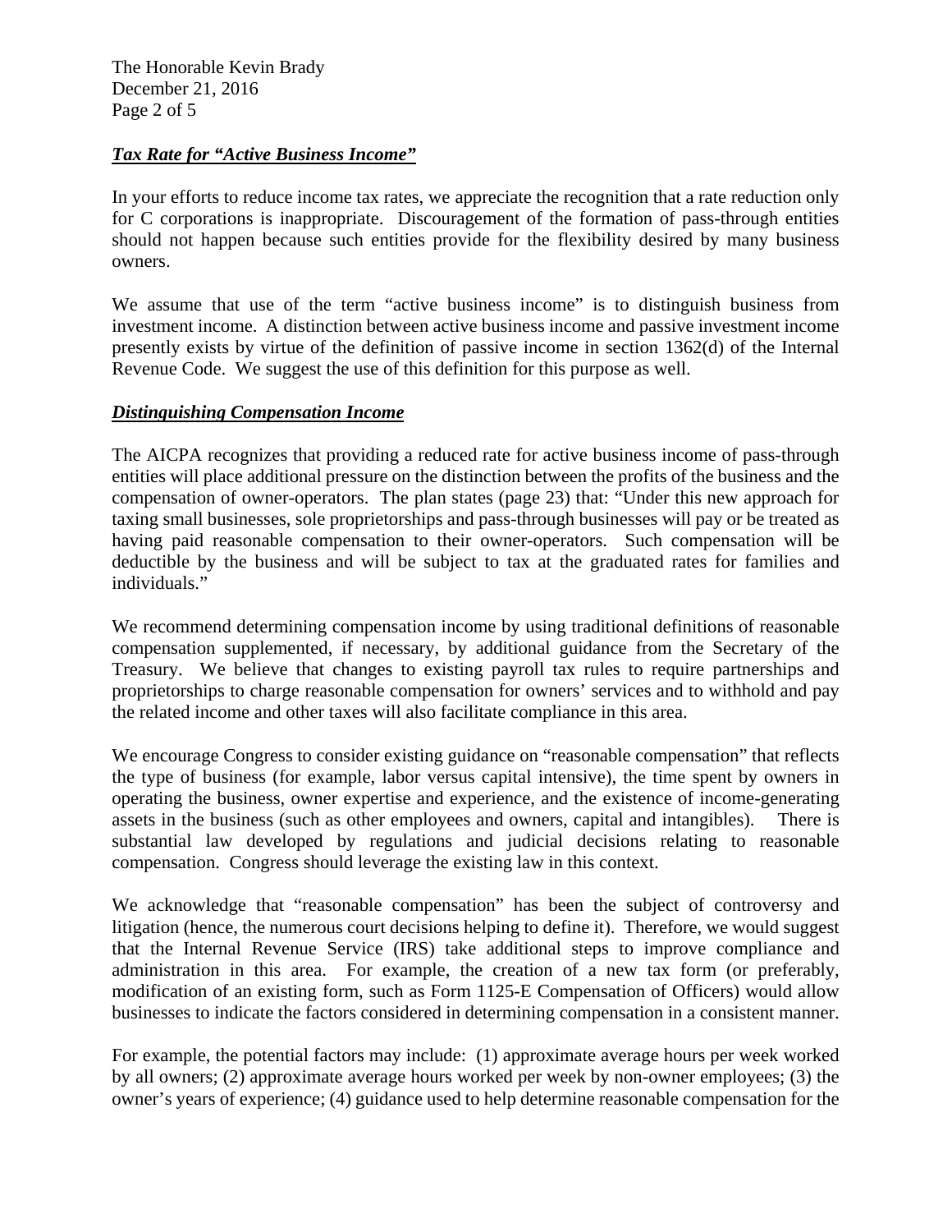### ***Tax Rate for "Active Business Income"***

In your efforts to reduce income tax rates, we appreciate the recognition that a rate reduction only for C corporations is inappropriate. Discouragement of the formation of pass-through entities should not happen because such entities provide for the flexibility desired by many business owners.

We assume that use of the term "active business income" is to distinguish business from investment income. A distinction between active business income and passive investment income presently exists by virtue of the definition of passive income in section 1362(d) of the Internal Revenue Code. We suggest the use of this definition for this purpose as well.

### ***Distinguishing Compensation Income***

The AICPA recognizes that providing a reduced rate for active business income of pass-through entities will place additional pressure on the distinction between the profits of the business and the compensation of owner-operators. The plan states (page 23) that: "Under this new approach for taxing small businesses, sole proprietorships and pass-through businesses will pay or be treated as having paid reasonable compensation to their owner-operators. Such compensation will be deductible by the business and will be subject to tax at the graduated rates for families and individuals."

We recommend determining compensation income by using traditional definitions of reasonable compensation supplemented, if necessary, by additional guidance from the Secretary of the Treasury. We believe that changes to existing payroll tax rules to require partnerships and proprietorships to charge reasonable compensation for owners' services and to withhold and pay the related income and other taxes will also facilitate compliance in this area.

We encourage Congress to consider existing guidance on "reasonable compensation" that reflects the type of business (for example, labor versus capital intensive), the time spent by owners in operating the business, owner expertise and experience, and the existence of income-generating assets in the business (such as other employees and owners, capital and intangibles). There is substantial law developed by regulations and judicial decisions relating to reasonable compensation. Congress should leverage the existing law in this context.

We acknowledge that "reasonable compensation" has been the subject of controversy and litigation (hence, the numerous court decisions helping to define it). Therefore, we would suggest that the Internal Revenue Service (IRS) take additional steps to improve compliance and administration in this area. For example, the creation of a new tax form (or preferably, modification of an existing form, such as Form 1125-E Compensation of Officers) would allow businesses to indicate the factors considered in determining compensation in a consistent manner.

For example, the potential factors may include: (1) approximate average hours per week worked by all owners; (2) approximate average hours worked per week by non-owner employees; (3) the owner's years of experience; (4) guidance used to help determine reasonable compensation for the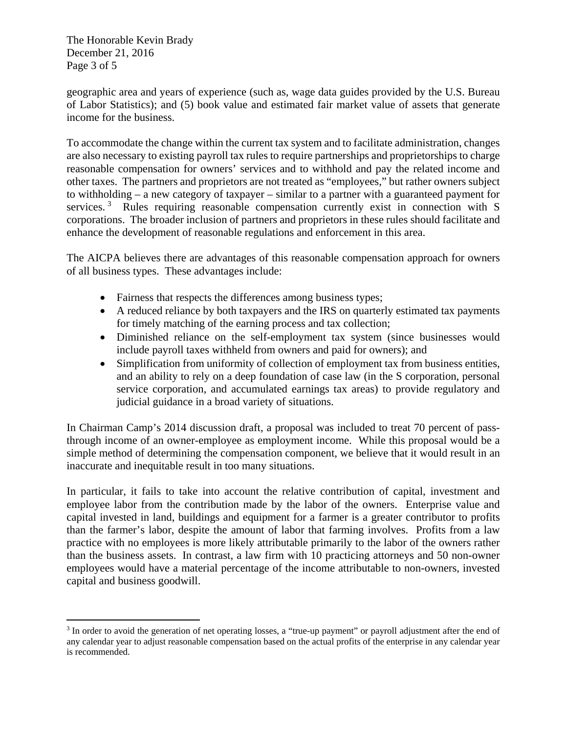geographic area and years of experience (such as, wage data guides provided by the U.S. Bureau of Labor Statistics); and (5) book value and estimated fair market value of assets that generate income for the business.

To accommodate the change within the current tax system and to facilitate administration, changes are also necessary to existing payroll tax rules to require partnerships and proprietorships to charge reasonable compensation for owners' services and to withhold and pay the related income and other taxes. The partners and proprietors are not treated as "employees," but rather owners subject to withholding – a new category of taxpayer – similar to a partner with a guaranteed payment for services.[3] Rules requiring reasonable compensation currently exist in connection with S corporations. The broader inclusion of partners and proprietors in these rules should facilitate and enhance the development of reasonable regulations and enforcement in this area.

The AICPA believes there are advantages of this reasonable compensation approach for owners of all business types. These advantages include:

- Fairness that respects the differences among business types;
- A reduced reliance by both taxpayers and the IRS on quarterly estimated tax payments for timely matching of the earning process and tax collection;
- Diminished reliance on the self-employment tax system (since businesses would include payroll taxes withheld from owners and paid for owners); and
- Simplification from uniformity of collection of employment tax from business entities, and an ability to rely on a deep foundation of case law (in the S corporation, personal service corporation, and accumulated earnings tax areas) to provide regulatory and judicial guidance in a broad variety of situations.

In Chairman Camp's 2014 discussion draft, a proposal was included to treat 70 percent of pass-through income of an owner-employee as employment income. While this proposal would be a simple method of determining the compensation component, we believe that it would result in an inaccurate and inequitable result in too many situations.

In particular, it fails to take into account the relative contribution of capital, investment and employee labor from the contribution made by the labor of the owners. Enterprise value and capital invested in land, buildings and equipment for a farmer is a greater contributor to profits than the farmer's labor, despite the amount of labor that farming involves. Profits from a law practice with no employees is more likely attributable primarily to the labor of the owners rather than the business assets. In contrast, a law firm with 10 practicing attorneys and 50 non-owner employees would have a material percentage of the income attributable to non-owners, invested capital and business goodwill.

[3] In order to avoid the generation of net operating losses, a "true-up payment" or payroll adjustment after the end of any calendar year to adjust reasonable compensation based on the actual profits of the enterprise in any calendar year is recommended.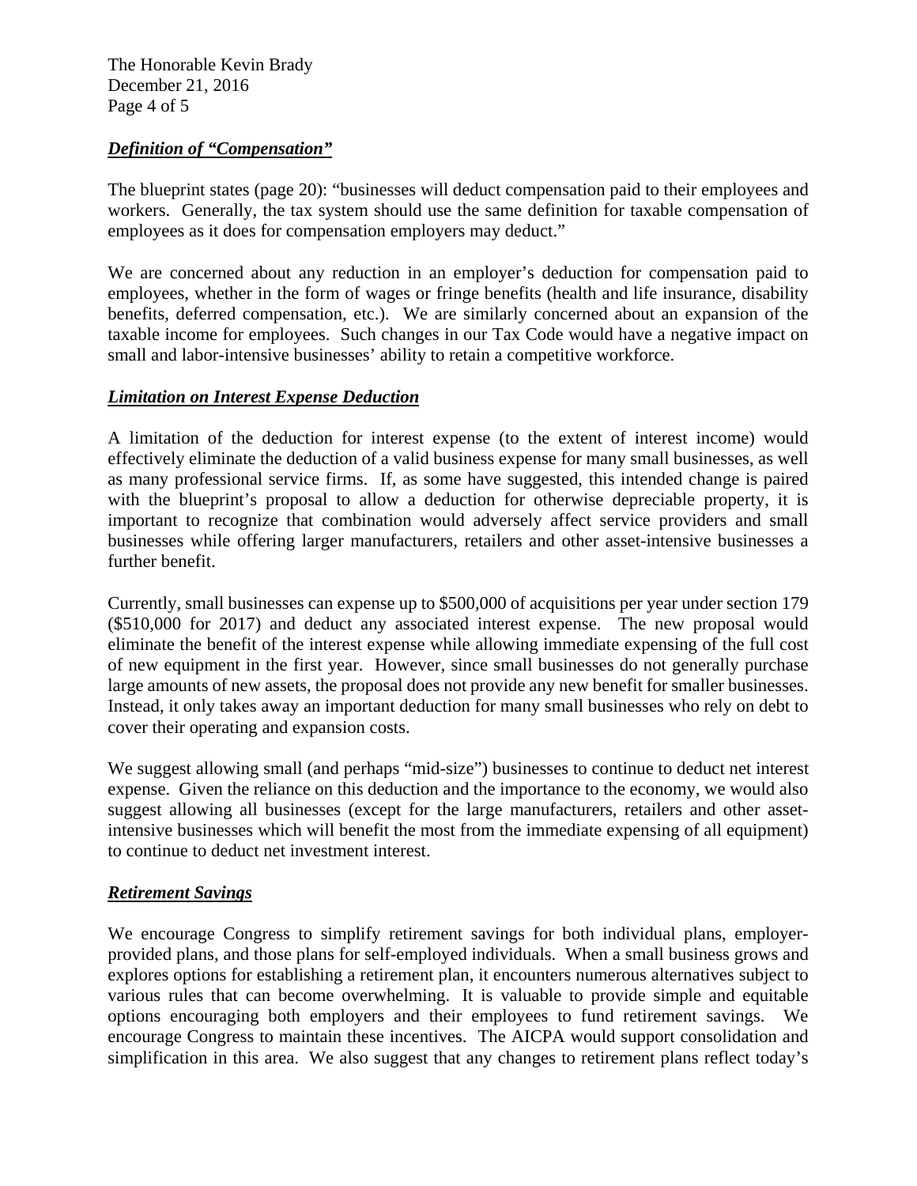***Definition of "Compensation"***

The blueprint states (page 20): "businesses will deduct compensation paid to their employees and workers. Generally, the tax system should use the same definition for taxable compensation of employees as it does for compensation employers may deduct."

We are concerned about any reduction in an employer's deduction for compensation paid to employees, whether in the form of wages or fringe benefits (health and life insurance, disability benefits, deferred compensation, etc.). We are similarly concerned about an expansion of the taxable income for employees. Such changes in our Tax Code would have a negative impact on small and labor-intensive businesses' ability to retain a competitive workforce.

***Limitation on Interest Expense Deduction***

A limitation of the deduction for interest expense (to the extent of interest income) would effectively eliminate the deduction of a valid business expense for many small businesses, as well as many professional service firms. If, as some have suggested, this intended change is paired with the blueprint's proposal to allow a deduction for otherwise depreciable property, it is important to recognize that combination would adversely affect service providers and small businesses while offering larger manufacturers, retailers and other asset-intensive businesses a further benefit.

Currently, small businesses can expense up to $500,000 of acquisitions per year under section 179 ($510,000 for 2017) and deduct any associated interest expense. The new proposal would eliminate the benefit of the interest expense while allowing immediate expensing of the full cost of new equipment in the first year. However, since small businesses do not generally purchase large amounts of new assets, the proposal does not provide any new benefit for smaller businesses. Instead, it only takes away an important deduction for many small businesses who rely on debt to cover their operating and expansion costs.

We suggest allowing small (and perhaps "mid-size") businesses to continue to deduct net interest expense. Given the reliance on this deduction and the importance to the economy, we would also suggest allowing all businesses (except for the large manufacturers, retailers and other asset-intensive businesses which will benefit the most from the immediate expensing of all equipment) to continue to deduct net investment interest.

***Retirement Savings***

We encourage Congress to simplify retirement savings for both individual plans, employer-provided plans, and those plans for self-employed individuals. When a small business grows and explores options for establishing a retirement plan, it encounters numerous alternatives subject to various rules that can become overwhelming. It is valuable to provide simple and equitable options encouraging both employers and their employees to fund retirement savings. We encourage Congress to maintain these incentives. The AICPA would support consolidation and simplification in this area. We also suggest that any changes to retirement plans reflect today's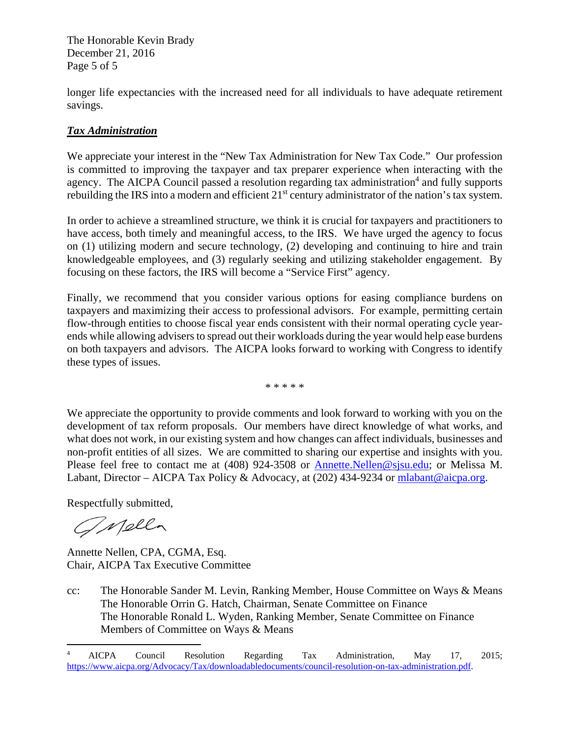longer life expectancies with the increased need for all individuals to have adequate retirement savings.

***Tax Administration***

We appreciate your interest in the "New Tax Administration for New Tax Code." Our profession is committed to improving the taxpayer and tax preparer experience when interacting with the agency. The AICPA Council passed a resolution regarding tax administration[4] and fully supports rebuilding the IRS into a modern and efficient 21st century administrator of the nation's tax system.

In order to achieve a streamlined structure, we think it is crucial for taxpayers and practitioners to have access, both timely and meaningful access, to the IRS. We have urged the agency to focus on (1) utilizing modern and secure technology, (2) developing and continuing to hire and train knowledgeable employees, and (3) regularly seeking and utilizing stakeholder engagement. By focusing on these factors, the IRS will become a "Service First" agency.

Finally, we recommend that you consider various options for easing compliance burdens on taxpayers and maximizing their access to professional advisors. For example, permitting certain flow-through entities to choose fiscal year ends consistent with their normal operating cycle year-ends while allowing advisers to spread out their workloads during the year would help ease burdens on both taxpayers and advisors. The AICPA looks forward to working with Congress to identify these types of issues.

\* \* \* \* \*

We appreciate the opportunity to provide comments and look forward to working with you on the development of tax reform proposals. Our members have direct knowledge of what works, and what does not work, in our existing system and how changes can affect individuals, businesses and non-profit entities of all sizes. We are committed to sharing our expertise and insights with you. Please feel free to contact me at (408) 924-3508 or Annette.Nellen@sjsu.edu; or Melissa M. Labant, Director – AICPA Tax Policy & Advocacy, at (202) 434-9234 or mlabant@aicpa.org.

Respectfully submitted,

Annette Nellen, CPA, CGMA, Esq.
Chair, AICPA Tax Executive Committee

cc: The Honorable Sander M. Levin, Ranking Member, House Committee on Ways & Means
The Honorable Orrin G. Hatch, Chairman, Senate Committee on Finance
The Honorable Ronald L. Wyden, Ranking Member, Senate Committee on Finance
Members of Committee on Ways & Means

---

[4] AICPA Council Resolution Regarding Tax Administration, May 17, 2015; https://www.aicpa.org/Advocacy/Tax/downloadabledocuments/council-resolution-on-tax-administration.pdf.